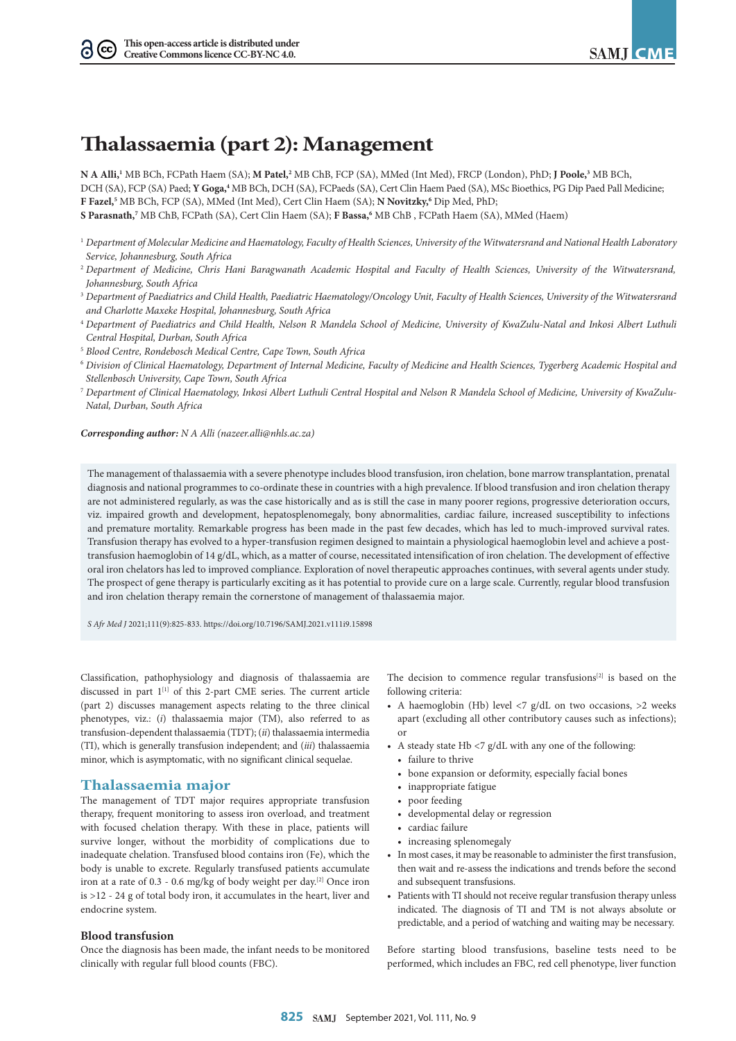# Thalassaemia (part 2): Management

**N A Alli,**[1] MB BCh, FCPath Haem (SA); **M Patel,**[2] MB ChB, FCP (SA), MMed (Int Med), FRCP (London), PhD; **J Poole,**[3] MB BCh, DCH (SA), FCP (SA) Paed; **Y Goga,**[4] MB BCh, DCH (SA), FCPaeds (SA), Cert Clin Haem Paed (SA), MSc Bioethics, PG Dip Paed Pall Medicine; **F Fazel,**[5] MB BCh, FCP (SA), MMed (Int Med), Cert Clin Haem (SA); **N Novitzky,**[6] Dip Med, PhD; **S Parasnath,**[7] MB ChB, FCPath (SA), Cert Clin Haem (SA); **F Bassa,**[6] MB ChB , FCPath Haem (SA), MMed (Haem)

[1] *Department of Molecular Medicine and Haematology, Faculty of Health Sciences, University of the Witwatersrand and National Health Laboratory Service, Johannesburg, South Africa*

[2] *Department of Medicine, Chris Hani Baragwanath Academic Hospital and Faculty of Health Sciences, University of the Witwatersrand, Johannesburg, South Africa*

[3] *Department of Paediatrics and Child Health, Paediatric Haematology/Oncology Unit, Faculty of Health Sciences, University of the Witwatersrand and Charlotte Maxeke Hospital, Johannesburg, South Africa*

[4] *Department of Paediatrics and Child Health, Nelson R Mandela School of Medicine, University of KwaZulu-Natal and Inkosi Albert Luthuli Central Hospital, Durban, South Africa*

[5] *Blood Centre, Rondebosch Medical Centre, Cape Town, South Africa*

[6] *Division of Clinical Haematology, Department of Internal Medicine, Faculty of Medicine and Health Sciences, Tygerberg Academic Hospital and Stellenbosch University, Cape Town, South Africa*

[7] *Department of Clinical Haematology, Inkosi Albert Luthuli Central Hospital and Nelson R Mandela School of Medicine, University of KwaZulu-Natal, Durban, South Africa*

***Corresponding author:*** *N A Alli (nazeer.alli@nhls.ac.za)*

The management of thalassaemia with a severe phenotype includes blood transfusion, iron chelation, bone marrow transplantation, prenatal diagnosis and national programmes to co-ordinate these in countries with a high prevalence. If blood transfusion and iron chelation therapy are not administered regularly, as was the case historically and as is still the case in many poorer regions, progressive deterioration occurs, viz. impaired growth and development, hepatosplenomegaly, bony abnormalities, cardiac failure, increased susceptibility to infections and premature mortality. Remarkable progress has been made in the past few decades, which has led to much-improved survival rates. Transfusion therapy has evolved to a hyper-transfusion regimen designed to maintain a physiological haemoglobin level and achieve a post-transfusion haemoglobin of 14 g/dL, which, as a matter of course, necessitated intensification of iron chelation. The development of effective oral iron chelators has led to improved compliance. Exploration of novel therapeutic approaches continues, with several agents under study. The prospect of gene therapy is particularly exciting as it has potential to provide cure on a large scale. Currently, regular blood transfusion and iron chelation therapy remain the cornerstone of management of thalassaemia major.

*S Afr Med J* 2021;111(9):825-833. https://doi.org/10.7196/SAMJ.2021.v111i9.15898

Classification, pathophysiology and diagnosis of thalassaemia are discussed in part 1[1] of this 2-part CME series. The current article (part 2) discusses management aspects relating to the three clinical phenotypes, viz.: (*i*) thalassaemia major (TM), also referred to as transfusion-dependent thalassaemia (TDT); (*ii*) thalassaemia intermedia (TI), which is generally transfusion independent; and (*iii*) thalassaemia minor, which is asymptomatic, with no significant clinical sequelae.

## Thalassaemia major

The management of TDT major requires appropriate transfusion therapy, frequent monitoring to assess iron overload, and treatment with focused chelation therapy. With these in place, patients will survive longer, without the morbidity of complications due to inadequate chelation. Transfused blood contains iron (Fe), which the body is unable to excrete. Regularly transfused patients accumulate iron at a rate of 0.3 - 0.6 mg/kg of body weight per day.[2] Once iron is >12 - 24 g of total body iron, it accumulates in the heart, liver and endocrine system.

### Blood transfusion

Once the diagnosis has been made, the infant needs to be monitored clinically with regular full blood counts (FBC).

The decision to commence regular transfusions[2] is based on the following criteria:

- A haemoglobin (Hb) level <7 g/dL on two occasions, >2 weeks apart (excluding all other contributory causes such as infections); or
- A steady state Hb <7 g/dL with any one of the following:
  - failure to thrive
  - bone expansion or deformity, especially facial bones
  - inappropriate fatigue
  - poor feeding
  - developmental delay or regression
  - cardiac failure
  - increasing splenomegaly
- In most cases, it may be reasonable to administer the first transfusion, then wait and re-assess the indications and trends before the second and subsequent transfusions.
- Patients with TI should not receive regular transfusion therapy unless indicated. The diagnosis of TI and TM is not always absolute or predictable, and a period of watching and waiting may be necessary.

Before starting blood transfusions, baseline tests need to be performed, which includes an FBC, red cell phenotype, liver function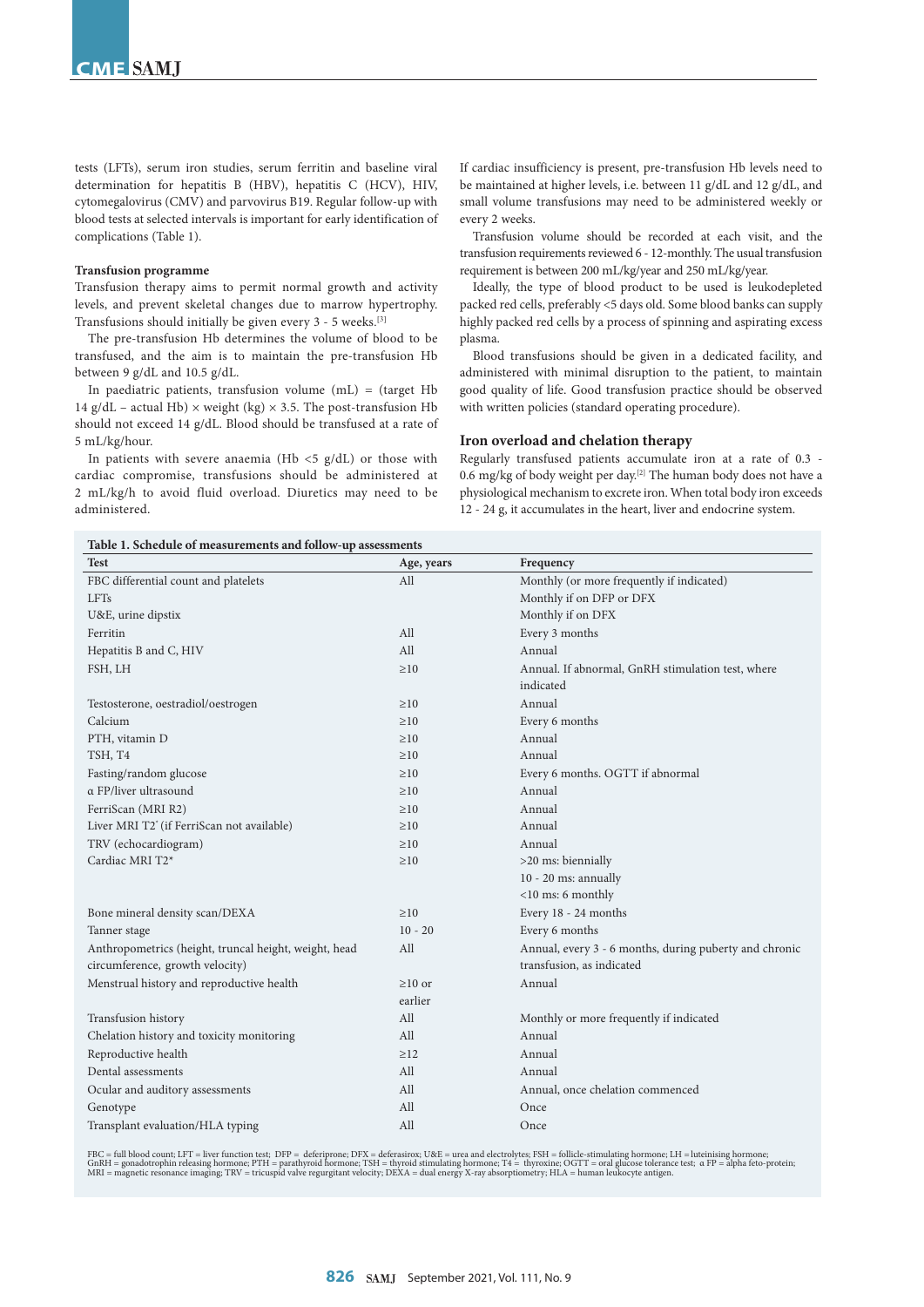tests (LFTs), serum iron studies, serum ferritin and baseline viral determination for hepatitis B (HBV), hepatitis C (HCV), HIV, cytomegalovirus (CMV) and parvovirus B19. Regular follow-up with blood tests at selected intervals is important for early identification of complications (Table 1).

**Transfusion programme**

Transfusion therapy aims to permit normal growth and activity levels, and prevent skeletal changes due to marrow hypertrophy. Transfusions should initially be given every 3 - 5 weeks.[3]

The pre-transfusion Hb determines the volume of blood to be transfused, and the aim is to maintain the pre-transfusion Hb between 9 g/dL and 10.5 g/dL.

In paediatric patients, transfusion volume (mL) = (target Hb 14 g/dL – actual Hb) × weight (kg) × 3.5. The post-transfusion Hb should not exceed 14 g/dL. Blood should be transfused at a rate of 5 mL/kg/hour.

In patients with severe anaemia (Hb <5 g/dL) or those with cardiac compromise, transfusions should be administered at 2 mL/kg/h to avoid fluid overload. Diuretics may need to be administered.

If cardiac insufficiency is present, pre-transfusion Hb levels need to be maintained at higher levels, i.e. between 11 g/dL and 12 g/dL, and small volume transfusions may need to be administered weekly or every 2 weeks.

Transfusion volume should be recorded at each visit, and the transfusion requirements reviewed 6 - 12-monthly. The usual transfusion requirement is between 200 mL/kg/year and 250 mL/kg/year.

Ideally, the type of blood product to be used is leukodepleted packed red cells, preferably <5 days old. Some blood banks can supply highly packed red cells by a process of spinning and aspirating excess plasma.

Blood transfusions should be given in a dedicated facility, and administered with minimal disruption to the patient, to maintain good quality of life. Good transfusion practice should be observed with written policies (standard operating procedure).

## Iron overload and chelation therapy

Regularly transfused patients accumulate iron at a rate of 0.3 - 0.6 mg/kg of body weight per day.[2] The human body does not have a physiological mechanism to excrete iron. When total body iron exceeds 12 - 24 g, it accumulates in the heart, liver and endocrine system.

**Table 1. Schedule of measurements and follow-up assessments**

| Test | Age, years | Frequency |
|---|---|---|
| FBC differential count and platelets | All | Monthly (or more frequently if indicated) |
| LFTs | | Monthly if on DFP or DFX |
| U&E, urine dipstix | | Monthly if on DFX |
| Ferritin | All | Every 3 months |
| Hepatitis B and C, HIV | All | Annual |
| FSH, LH | ≥10 | Annual. If abnormal, GnRH stimulation test, where indicated |
| Testosterone, oestradiol/oestrogen | ≥10 | Annual |
| Calcium | ≥10 | Every 6 months |
| PTH, vitamin D | ≥10 | Annual |
| TSH, T4 | ≥10 | Annual |
| Fasting/random glucose | ≥10 | Every 6 months. OGTT if abnormal |
| α FP/liver ultrasound | ≥10 | Annual |
| FerriScan (MRI R2) | ≥10 | Annual |
| Liver MRI T2* (if FerriScan not available) | ≥10 | Annual |
| TRV (echocardiogram) | ≥10 | Annual |
| Cardiac MRI T2* | ≥10 | >20 ms: biennially<br>10 - 20 ms: annually<br><10 ms: 6 monthly |
| Bone mineral density scan/DEXA | ≥10 | Every 18 - 24 months |
| Tanner stage | 10 - 20 | Every 6 months |
| Anthropometrics (height, truncal height, weight, head circumference, growth velocity) | All | Annual, every 3 - 6 months, during puberty and chronic transfusion, as indicated |
| Menstrual history and reproductive health | ≥10 or earlier | Annual |
| Transfusion history | All | Monthly or more frequently if indicated |
| Chelation history and toxicity monitoring | All | Annual |
| Reproductive health | ≥12 | Annual |
| Dental assessments | All | Annual |
| Ocular and auditory assessments | All | Annual, once chelation commenced |
| Genotype | All | Once |
| Transplant evaluation/HLA typing | All | Once |

FBC = full blood count; LFT = liver function test; DFP = deferiprone; DFX = deferasirox; U&E = urea and electrolytes; FSH = follicle-stimulating hormone; LH = luteinising hormone; GnRH = gonadotrophin releasing hormone; PTH = parathyroid hormone; TSH = thyroid stimulating hormone; T4 = thyroxine; OGTT = oral glucose tolerance test; α FP = alpha feto-protein; MRI = magnetic resonance imaging; TRV = tricuspid valve regurgitant velocity; DEXA = dual energy X-ray absorptiometry; HLA = human leukocyte antigen.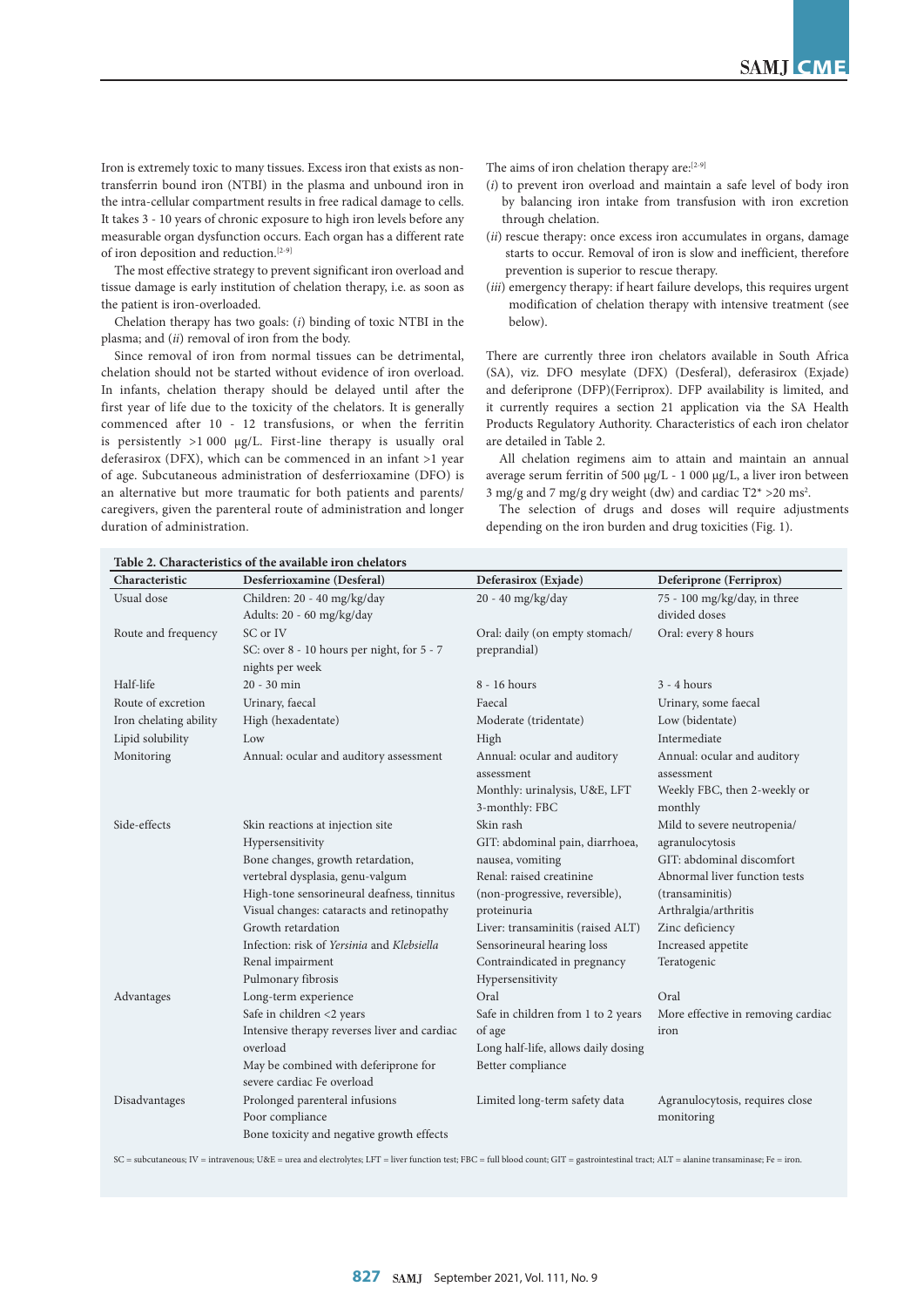Iron is extremely toxic to many tissues. Excess iron that exists as non-transferrin bound iron (NTBI) in the plasma and unbound iron in the intra-cellular compartment results in free radical damage to cells. It takes 3 - 10 years of chronic exposure to high iron levels before any measurable organ dysfunction occurs. Each organ has a different rate of iron deposition and reduction.[2-9]

The most effective strategy to prevent significant iron overload and tissue damage is early institution of chelation therapy, i.e. as soon as the patient is iron-overloaded.

Chelation therapy has two goals: (*i*) binding of toxic NTBI in the plasma; and (*ii*) removal of iron from the body.

Since removal of iron from normal tissues can be detrimental, chelation should not be started without evidence of iron overload. In infants, chelation therapy should be delayed until after the first year of life due to the toxicity of the chelators. It is generally commenced after 10 - 12 transfusions, or when the ferritin is persistently >1 000 µg/L. First-line therapy is usually oral deferasirox (DFX), which can be commenced in an infant >1 year of age. Subcutaneous administration of desferrioxamine (DFO) is an alternative but more traumatic for both patients and parents/caregivers, given the parenteral route of administration and longer duration of administration.

The aims of iron chelation therapy are:[2-9]

(*i*) to prevent iron overload and maintain a safe level of body iron by balancing iron intake from transfusion with iron excretion through chelation.

(*ii*) rescue therapy: once excess iron accumulates in organs, damage starts to occur. Removal of iron is slow and inefficient, therefore prevention is superior to rescue therapy.

(*iii*) emergency therapy: if heart failure develops, this requires urgent modification of chelation therapy with intensive treatment (see below).

There are currently three iron chelators available in South Africa (SA), viz. DFO mesylate (DFX) (Desferal), deferasirox (Exjade) and deferiprone (DFP)(Ferriprox). DFP availability is limited, and it currently requires a section 21 application via the SA Health Products Regulatory Authority. Characteristics of each iron chelator are detailed in Table 2.

All chelation regimens aim to attain and maintain an annual average serum ferritin of 500 µg/L - 1 000 µg/L, a liver iron between 3 mg/g and 7 mg/g dry weight (dw) and cardiac T2* >20 ms².

The selection of drugs and doses will require adjustments depending on the iron burden and drug toxicities (Fig. 1).

**Table 2. Characteristics of the available iron chelators**

| Characteristic | Desferrioxamine (Desferal) | Deferasirox (Exjade) | Deferiprone (Ferriprox) |
|---|---|---|---|
| Usual dose | Children: 20 - 40 mg/kg/day<br>Adults: 20 - 60 mg/kg/day | 20 - 40 mg/kg/day | 75 - 100 mg/kg/day, in three divided doses |
| Route and frequency | SC or IV<br>SC: over 8 - 10 hours per night, for 5 - 7 nights per week | Oral: daily (on empty stomach/ preprandial) | Oral: every 8 hours |
| Half-life | 20 - 30 min | 8 - 16 hours | 3 - 4 hours |
| Route of excretion | Urinary, faecal | Faecal | Urinary, some faecal |
| Iron chelating ability | High (hexadentate) | Moderate (tridentate) | Low (bidentate) |
| Lipid solubility | Low | High | Intermediate |
| Monitoring | Annual: ocular and auditory assessment | Annual: ocular and auditory assessment<br>Monthly: urinalysis, U&E, LFT<br>3-monthly: FBC | Annual: ocular and auditory assessment<br>Weekly FBC, then 2-weekly or monthly |
| Side-effects | Skin reactions at injection site<br>Hypersensitivity<br>Bone changes, growth retardation, vertebral dysplasia, genu-valgum<br>High-tone sensorineural deafness, tinnitus<br>Visual changes: cataracts and retinopathy<br>Growth retardation<br>Infection: risk of *Yersinia* and *Klebsiella*<br>Renal impairment<br>Pulmonary fibrosis | Skin rash<br>GIT: abdominal pain, diarrhoea, nausea, vomiting<br>Renal: raised creatinine (non-progressive, reversible), proteinuria<br>Liver: transaminitis (raised ALT)<br>Sensorineural hearing loss<br>Contraindicated in pregnancy<br>Hypersensitivity | Mild to severe neutropenia/ agranulocytosis<br>GIT: abdominal discomfort<br>Abnormal liver function tests (transaminitis)<br>Arthralgia/arthritis<br>Zinc deficiency<br>Increased appetite<br>Teratogenic |
| Advantages | Long-term experience<br>Safe in children <2 years<br>Intensive therapy reverses liver and cardiac overload<br>May be combined with deferiprone for severe cardiac Fe overload | Oral<br>Safe in children from 1 to 2 years of age<br>Long half-life, allows daily dosing<br>Better compliance | Oral<br>More effective in removing cardiac iron |
| Disadvantages | Prolonged parenteral infusions<br>Poor compliance<br>Bone toxicity and negative growth effects | Limited long-term safety data | Agranulocytosis, requires close monitoring |

SC = subcutaneous; IV = intravenous; U&E = urea and electrolytes; LFT = liver function test; FBC = full blood count; GIT = gastrointestinal tract; ALT = alanine transaminase; Fe = iron.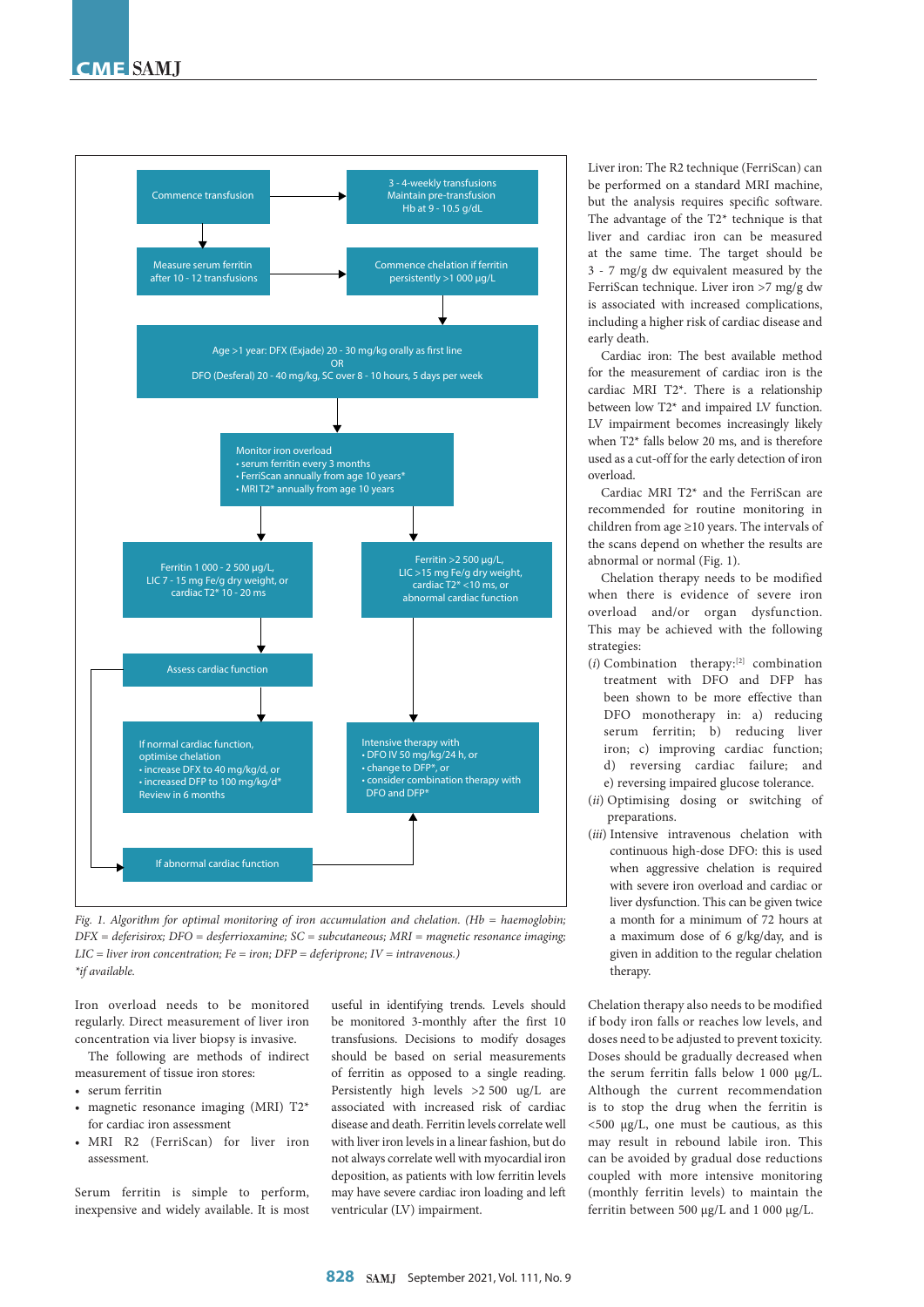Commence transfusion

3 - 4-weekly transfusions
Maintain pre-transfusion
Hb at 9 - 10.5 g/dL

Measure serum ferritin
after 10 - 12 transfusions

Commence chelation if ferritin
persistently >1 000 µg/L

Age >1 year: DFX (Exjade) 20 - 30 mg/kg orally as first line
OR
DFO (Desferal) 20 - 40 mg/kg, SC over 8 - 10 hours, 5 days per week

Monitor iron overload
- serum ferritin every 3 months
- FerriScan annually from age 10 years*
- MRI T2* annually from age 10 years

Ferritin 1 000 - 2 500 µg/L,
LIC 7 - 15 mg Fe/g dry weight, or
cardiac T2* 10 - 20 ms

Ferritin >2 500 µg/L,
LIC >15 mg Fe/g dry weight,
cardiac T2* <10 ms, or
abnormal cardiac function

Assess cardiac function

If normal cardiac function,
optimise chelation
- increase DFX to 40 mg/kg/d, or
- increased DFP to 100 mg/kg/d*
Review in 6 months

Intensive therapy with
- DFO IV 50 mg/kg/24 h, or
- change to DFP*, or
- consider combination therapy with DFO and DFP*

If abnormal cardiac function

*Fig. 1. Algorithm for optimal monitoring of iron accumulation and chelation. (Hb = haemoglobin; DFX = deferisirox; DFO = desferrioxamine; SC = subcutaneous; MRI = magnetic resonance imaging; LIC = liver iron concentration; Fe = iron; DFP = deferiprone; IV = intravenous.)*
*\*if available.*

Iron overload needs to be monitored regularly. Direct measurement of liver iron concentration via liver biopsy is invasive.

The following are methods of indirect measurement of tissue iron stores:

- serum ferritin
- magnetic resonance imaging (MRI) T2* for cardiac iron assessment
- MRI R2 (FerriScan) for liver iron assessment.

Serum ferritin is simple to perform, inexpensive and widely available. It is most useful in identifying trends. Levels should be monitored 3-monthly after the first 10 transfusions. Decisions to modify dosages should be based on serial measurements of ferritin as opposed to a single reading. Persistently high levels >2 500 ug/L are associated with increased risk of cardiac disease and death. Ferritin levels correlate well with liver iron levels in a linear fashion, but do not always correlate well with myocardial iron deposition, as patients with low ferritin levels may have severe cardiac iron loading and left ventricular (LV) impairment.

Liver iron: The R2 technique (FerriScan) can be performed on a standard MRI machine, but the analysis requires specific software. The advantage of the T2* technique is that liver and cardiac iron can be measured at the same time. The target should be 3 - 7 mg/g dw equivalent measured by the FerriScan technique. Liver iron >7 mg/g dw is associated with increased complications, including a higher risk of cardiac disease and early death.

Cardiac iron: The best available method for the measurement of cardiac iron is the cardiac MRI T2*. There is a relationship between low T2* and impaired LV function. LV impairment becomes increasingly likely when T2* falls below 20 ms, and is therefore used as a cut-off for the early detection of iron overload.

Cardiac MRI T2* and the FerriScan are recommended for routine monitoring in children from age ≥10 years. The intervals of the scans depend on whether the results are abnormal or normal (Fig. 1).

Chelation therapy needs to be modified when there is evidence of severe iron overload and/or organ dysfunction. This may be achieved with the following strategies:

(*i*) Combination therapy:[2] combination treatment with DFO and DFP has been shown to be more effective than DFO monotherapy in: a) reducing serum ferritin; b) reducing liver iron; c) improving cardiac function; d) reversing cardiac failure; and e) reversing impaired glucose tolerance.
(*ii*) Optimising dosing or switching of preparations.
(*iii*) Intensive intravenous chelation with continuous high-dose DFO: this is used when aggressive chelation is required with severe iron overload and cardiac or liver dysfunction. This can be given twice a month for a minimum of 72 hours at a maximum dose of 6 g/kg/day, and is given in addition to the regular chelation therapy.

Chelation therapy also needs to be modified if body iron falls or reaches low levels, and doses need to be adjusted to prevent toxicity. Doses should be gradually decreased when the serum ferritin falls below 1 000 µg/L. Although the current recommendation is to stop the drug when the ferritin is <500 µg/L, one must be cautious, as this may result in rebound labile iron. This can be avoided by gradual dose reductions coupled with more intensive monitoring (monthly ferritin levels) to maintain the ferritin between 500 µg/L and 1 000 µg/L.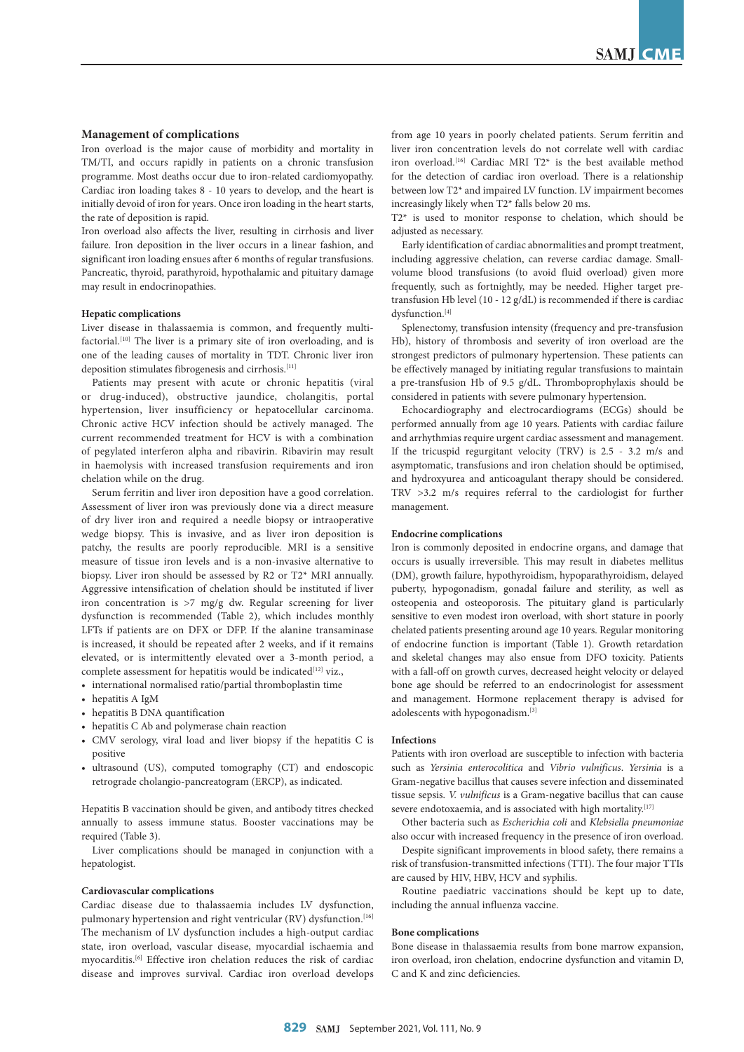## Management of complications

Iron overload is the major cause of morbidity and mortality in TM/TI, and occurs rapidly in patients on a chronic transfusion programme. Most deaths occur due to iron-related cardiomyopathy. Cardiac iron loading takes 8 - 10 years to develop, and the heart is initially devoid of iron for years. Once iron loading in the heart starts, the rate of deposition is rapid.

Iron overload also affects the liver, resulting in cirrhosis and liver failure. Iron deposition in the liver occurs in a linear fashion, and significant iron loading ensues after 6 months of regular transfusions. Pancreatic, thyroid, parathyroid, hypothalamic and pituitary damage may result in endocrinopathies.

### Hepatic complications

Liver disease in thalassaemia is common, and frequently multifactorial.[10] The liver is a primary site of iron overloading, and is one of the leading causes of mortality in TDT. Chronic liver iron deposition stimulates fibrogenesis and cirrhosis.[11]

Patients may present with acute or chronic hepatitis (viral or drug-induced), obstructive jaundice, cholangitis, portal hypertension, liver insufficiency or hepatocellular carcinoma. Chronic active HCV infection should be actively managed. The current recommended treatment for HCV is with a combination of pegylated interferon alpha and ribavirin. Ribavirin may result in haemolysis with increased transfusion requirements and iron chelation while on the drug.

Serum ferritin and liver iron deposition have a good correlation. Assessment of liver iron was previously done via a direct measure of dry liver iron and required a needle biopsy or intraoperative wedge biopsy. This is invasive, and as liver iron deposition is patchy, the results are poorly reproducible. MRI is a sensitive measure of tissue iron levels and is a non-invasive alternative to biopsy. Liver iron should be assessed by R2 or T2* MRI annually. Aggressive intensification of chelation should be instituted if liver iron concentration is >7 mg/g dw. Regular screening for liver dysfunction is recommended (Table 2), which includes monthly LFTs if patients are on DFX or DFP. If the alanine transaminase is increased, it should be repeated after 2 weeks, and if it remains elevated, or is intermittently elevated over a 3-month period, a complete assessment for hepatitis would be indicated[12] viz.,

- international normalised ratio/partial thromboplastin time
- hepatitis A IgM
- hepatitis B DNA quantification
- hepatitis C Ab and polymerase chain reaction
- CMV serology, viral load and liver biopsy if the hepatitis C is positive
- ultrasound (US), computed tomography (CT) and endoscopic retrograde cholangio-pancreatogram (ERCP), as indicated.

Hepatitis B vaccination should be given, and antibody titres checked annually to assess immune status. Booster vaccinations may be required (Table 3).

Liver complications should be managed in conjunction with a hepatologist.

### Cardiovascular complications

Cardiac disease due to thalassaemia includes LV dysfunction, pulmonary hypertension and right ventricular (RV) dysfunction.[16] The mechanism of LV dysfunction includes a high-output cardiac state, iron overload, vascular disease, myocardial ischaemia and myocarditis.[6] Effective iron chelation reduces the risk of cardiac disease and improves survival. Cardiac iron overload develops from age 10 years in poorly chelated patients. Serum ferritin and liver iron concentration levels do not correlate well with cardiac iron overload.[16] Cardiac MRI T2* is the best available method for the detection of cardiac iron overload. There is a relationship between low T2* and impaired LV function. LV impairment becomes increasingly likely when T2* falls below 20 ms.

T2* is used to monitor response to chelation, which should be adjusted as necessary.

Early identification of cardiac abnormalities and prompt treatment, including aggressive chelation, can reverse cardiac damage. Small-volume blood transfusions (to avoid fluid overload) given more frequently, such as fortnightly, may be needed. Higher target pre-transfusion Hb level (10 - 12 g/dL) is recommended if there is cardiac dysfunction.[4]

Splenectomy, transfusion intensity (frequency and pre-transfusion Hb), history of thrombosis and severity of iron overload are the strongest predictors of pulmonary hypertension. These patients can be effectively managed by initiating regular transfusions to maintain a pre-transfusion Hb of 9.5 g/dL. Thromboprophylaxis should be considered in patients with severe pulmonary hypertension.

Echocardiography and electrocardiograms (ECGs) should be performed annually from age 10 years. Patients with cardiac failure and arrhythmias require urgent cardiac assessment and management. If the tricuspid regurgitant velocity (TRV) is 2.5 - 3.2 m/s and asymptomatic, transfusions and iron chelation should be optimised, and hydroxyurea and anticoagulant therapy should be considered. TRV >3.2 m/s requires referral to the cardiologist for further management.

### Endocrine complications

Iron is commonly deposited in endocrine organs, and damage that occurs is usually irreversible. This may result in diabetes mellitus (DM), growth failure, hypothyroidism, hypoparathyroidism, delayed puberty, hypogonadism, gonadal failure and sterility, as well as osteopenia and osteoporosis. The pituitary gland is particularly sensitive to even modest iron overload, with short stature in poorly chelated patients presenting around age 10 years. Regular monitoring of endocrine function is important (Table 1). Growth retardation and skeletal changes may also ensue from DFO toxicity. Patients with a fall-off on growth curves, decreased height velocity or delayed bone age should be referred to an endocrinologist for assessment and management. Hormone replacement therapy is advised for adolescents with hypogonadism.[3]

### Infections

Patients with iron overload are susceptible to infection with bacteria such as *Yersinia enterocolitica* and *Vibrio vulnificus*. *Yersinia* is a Gram-negative bacillus that causes severe infection and disseminated tissue sepsis. *V. vulnificus* is a Gram-negative bacillus that can cause severe endotoxaemia, and is associated with high mortality.[17]

Other bacteria such as *Escherichia coli* and *Klebsiella pneumoniae* also occur with increased frequency in the presence of iron overload.

Despite significant improvements in blood safety, there remains a risk of transfusion-transmitted infections (TTI). The four major TTIs are caused by HIV, HBV, HCV and syphilis.

Routine paediatric vaccinations should be kept up to date, including the annual influenza vaccine.

### Bone complications

Bone disease in thalassaemia results from bone marrow expansion, iron overload, iron chelation, endocrine dysfunction and vitamin D, C and K and zinc deficiencies.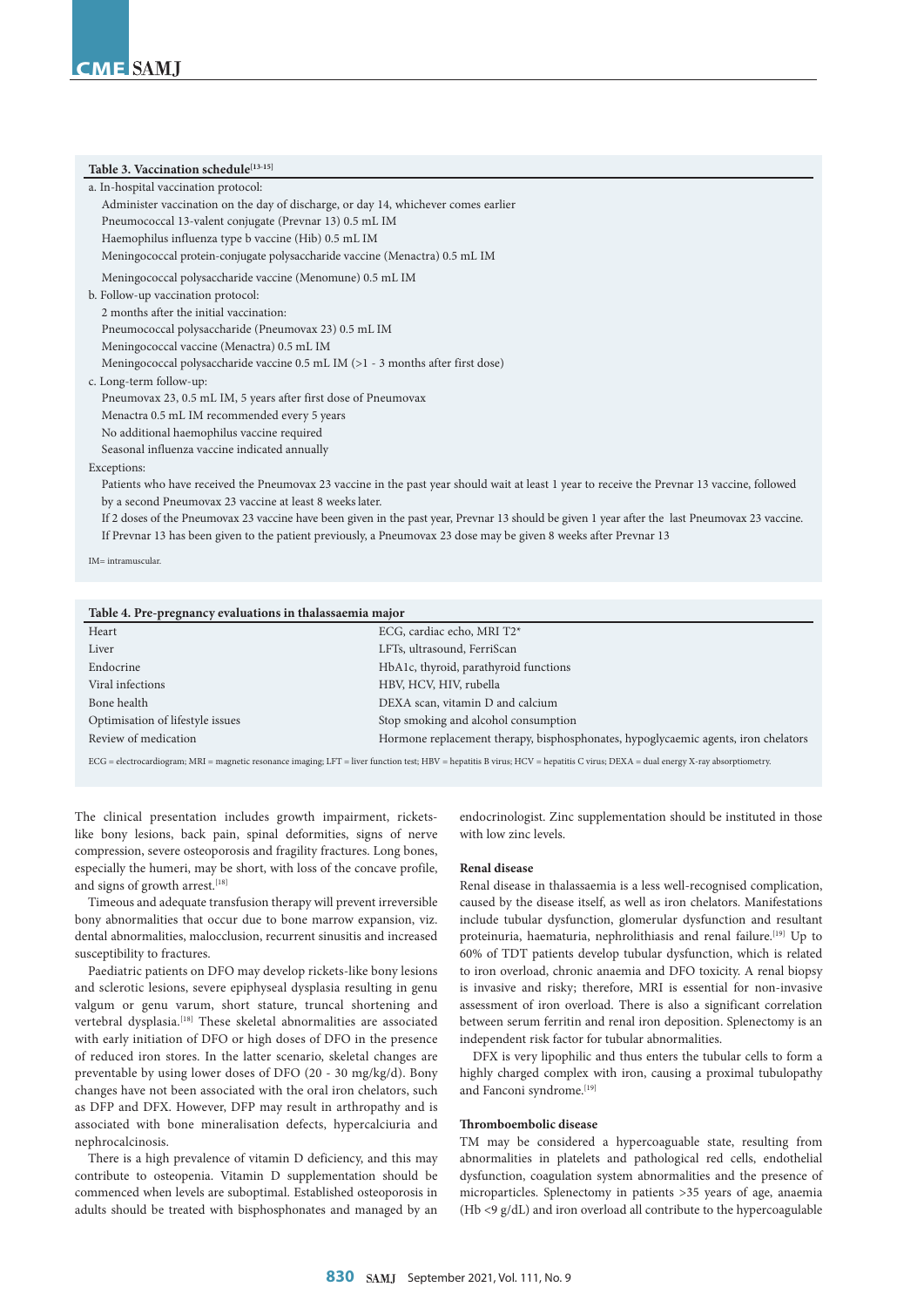**Table 3. Vaccination schedule**[13-15]

a. In-hospital vaccination protocol:

Administer vaccination on the day of discharge, or day 14, whichever comes earlier

Pneumococcal 13-valent conjugate (Prevnar 13) 0.5 mL IM

Haemophilus influenza type b vaccine (Hib) 0.5 mL IM

Meningococcal protein-conjugate polysaccharide vaccine (Menactra) 0.5 mL IM

Meningococcal polysaccharide vaccine (Menomune) 0.5 mL IM

b. Follow-up vaccination protocol:

2 months after the initial vaccination:

Pneumococcal polysaccharide (Pneumovax 23) 0.5 mL IM

Meningococcal vaccine (Menactra) 0.5 mL IM

Meningococcal polysaccharide vaccine 0.5 mL IM (>1 - 3 months after first dose)

c. Long-term follow-up:

Pneumovax 23, 0.5 mL IM, 5 years after first dose of Pneumovax

Menactra 0.5 mL IM recommended every 5 years

No additional haemophilus vaccine required

Seasonal influenza vaccine indicated annually

Exceptions:

Patients who have received the Pneumovax 23 vaccine in the past year should wait at least 1 year to receive the Prevnar 13 vaccine, followed by a second Pneumovax 23 vaccine at least 8 weeks later.

If 2 doses of the Pneumovax 23 vaccine have been given in the past year, Prevnar 13 should be given 1 year after the last Pneumovax 23 vaccine.

If Prevnar 13 has been given to the patient previously, a Pneumovax 23 dose may be given 8 weeks after Prevnar 13

IM= intramuscular.

**Table 4. Pre-pregnancy evaluations in thalassaemia major**

| | |
|---|---|
| Heart | ECG, cardiac echo, MRI T2* |
| Liver | LFTs, ultrasound, FerriScan |
| Endocrine | HbA1c, thyroid, parathyroid functions |
| Viral infections | HBV, HCV, HIV, rubella |
| Bone health | DEXA scan, vitamin D and calcium |
| Optimisation of lifestyle issues | Stop smoking and alcohol consumption |
| Review of medication | Hormone replacement therapy, bisphosphonates, hypoglycaemic agents, iron chelators |

ECG = electrocardiogram; MRI = magnetic resonance imaging; LFT = liver function test; HBV = hepatitis B virus; HCV = hepatitis C virus; DEXA = dual energy X-ray absorptiometry.

The clinical presentation includes growth impairment, rickets-like bony lesions, back pain, spinal deformities, signs of nerve compression, severe osteoporosis and fragility fractures. Long bones, especially the humeri, may be short, with loss of the concave profile, and signs of growth arrest.[18]

Timeous and adequate transfusion therapy will prevent irreversible bony abnormalities that occur due to bone marrow expansion, viz. dental abnormalities, malocclusion, recurrent sinusitis and increased susceptibility to fractures.

Paediatric patients on DFO may develop rickets-like bony lesions and sclerotic lesions, severe epiphyseal dysplasia resulting in genu valgum or genu varum, short stature, truncal shortening and vertebral dysplasia.[18] These skeletal abnormalities are associated with early initiation of DFO or high doses of DFO in the presence of reduced iron stores. In the latter scenario, skeletal changes are preventable by using lower doses of DFO (20 - 30 mg/kg/d). Bony changes have not been associated with the oral iron chelators, such as DFP and DFX. However, DFP may result in arthropathy and is associated with bone mineralisation defects, hypercalciuria and nephrocalcinosis.

There is a high prevalence of vitamin D deficiency, and this may contribute to osteopenia. Vitamin D supplementation should be commenced when levels are suboptimal. Established osteoporosis in adults should be treated with bisphosphonates and managed by an endocrinologist. Zinc supplementation should be instituted in those with low zinc levels.

### Renal disease

Renal disease in thalassaemia is a less well-recognised complication, caused by the disease itself, as well as iron chelators. Manifestations include tubular dysfunction, glomerular dysfunction and resultant proteinuria, haematuria, nephrolithiasis and renal failure.[19] Up to 60% of TDT patients develop tubular dysfunction, which is related to iron overload, chronic anaemia and DFO toxicity. A renal biopsy is invasive and risky; therefore, MRI is essential for non-invasive assessment of iron overload. There is also a significant correlation between serum ferritin and renal iron deposition. Splenectomy is an independent risk factor for tubular abnormalities.

DFX is very lipophilic and thus enters the tubular cells to form a highly charged complex with iron, causing a proximal tubulopathy and Fanconi syndrome.[19]

### Thromboembolic disease

TM may be considered a hypercoagulable state, resulting from abnormalities in platelets and pathological red cells, endothelial dysfunction, coagulation system abnormalities and the presence of microparticles. Splenectomy in patients >35 years of age, anaemia (Hb <9 g/dL) and iron overload all contribute to the hypercoagulable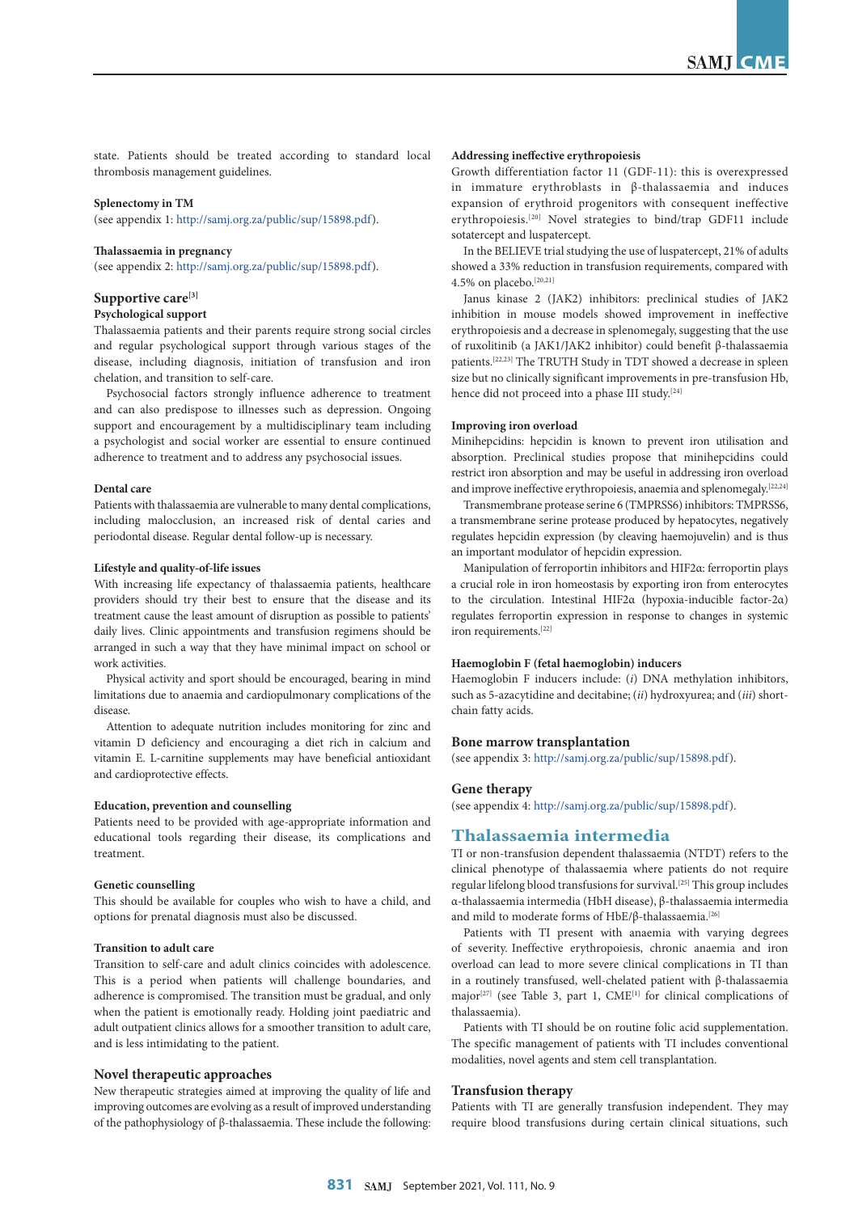state. Patients should be treated according to standard local thrombosis management guidelines.

#### Splenectomy in TM

(see appendix 1: http://samj.org.za/public/sup/15898.pdf).

#### Thalassaemia in pregnancy

(see appendix 2: http://samj.org.za/public/sup/15898.pdf).

## Supportive care[3]

#### Psychological support

Thalassaemia patients and their parents require strong social circles and regular psychological support through various stages of the disease, including diagnosis, initiation of transfusion and iron chelation, and transition to self-care.

Psychosocial factors strongly influence adherence to treatment and can also predispose to illnesses such as depression. Ongoing support and encouragement by a multidisciplinary team including a psychologist and social worker are essential to ensure continued adherence to treatment and to address any psychosocial issues.

#### Dental care

Patients with thalassaemia are vulnerable to many dental complications, including malocclusion, an increased risk of dental caries and periodontal disease. Regular dental follow-up is necessary.

#### Lifestyle and quality-of-life issues

With increasing life expectancy of thalassaemia patients, healthcare providers should try their best to ensure that the disease and its treatment cause the least amount of disruption as possible to patients' daily lives. Clinic appointments and transfusion regimens should be arranged in such a way that they have minimal impact on school or work activities.

Physical activity and sport should be encouraged, bearing in mind limitations due to anaemia and cardiopulmonary complications of the disease.

Attention to adequate nutrition includes monitoring for zinc and vitamin D deficiency and encouraging a diet rich in calcium and vitamin E. L-carnitine supplements may have beneficial antioxidant and cardioprotective effects.

#### Education, prevention and counselling

Patients need to be provided with age-appropriate information and educational tools regarding their disease, its complications and treatment.

#### Genetic counselling

This should be available for couples who wish to have a child, and options for prenatal diagnosis must also be discussed.

#### Transition to adult care

Transition to self-care and adult clinics coincides with adolescence. This is a period when patients will challenge boundaries, and adherence is compromised. The transition must be gradual, and only when the patient is emotionally ready. Holding joint paediatric and adult outpatient clinics allows for a smoother transition to adult care, and is less intimidating to the patient.

## Novel therapeutic approaches

New therapeutic strategies aimed at improving the quality of life and improving outcomes are evolving as a result of improved understanding of the pathophysiology of β-thalassaemia. These include the following:

#### Addressing ineffective erythropoiesis

Growth differentiation factor 11 (GDF-11): this is overexpressed in immature erythroblasts in β-thalassaemia and induces expansion of erythroid progenitors with consequent ineffective erythropoiesis.[20] Novel strategies to bind/trap GDF11 include sotatercept and luspatercept.

In the BELIEVE trial studying the use of luspatercept, 21% of adults showed a 33% reduction in transfusion requirements, compared with 4.5% on placebo.[20,21]

Janus kinase 2 (JAK2) inhibitors: preclinical studies of JAK2 inhibition in mouse models showed improvement in ineffective erythropoiesis and a decrease in splenomegaly, suggesting that the use of ruxolitinib (a JAK1/JAK2 inhibitor) could benefit β-thalassaemia patients.[22,23] The TRUTH Study in TDT showed a decrease in spleen size but no clinically significant improvements in pre-transfusion Hb, hence did not proceed into a phase III study.[24]

#### Improving iron overload

Minihepcidins: hepcidin is known to prevent iron utilisation and absorption. Preclinical studies propose that minihepcidins could restrict iron absorption and may be useful in addressing iron overload and improve ineffective erythropoiesis, anaemia and splenomegaly.[22,24]

Transmembrane protease serine 6 (TMPRSS6) inhibitors: TMPRSS6, a transmembrane serine protease produced by hepatocytes, negatively regulates hepcidin expression (by cleaving haemojuvelin) and is thus an important modulator of hepcidin expression.

Manipulation of ferroportin inhibitors and HIF2α: ferroportin plays a crucial role in iron homeostasis by exporting iron from enterocytes to the circulation. Intestinal HIF2α (hypoxia-inducible factor-2α) regulates ferroportin expression in response to changes in systemic iron requirements.[22]

#### Haemoglobin F (fetal haemoglobin) inducers

Haemoglobin F inducers include: (*i*) DNA methylation inhibitors, such as 5-azacytidine and decitabine; (*ii*) hydroxyurea; and (*iii*) short-chain fatty acids.

## Bone marrow transplantation

(see appendix 3: http://samj.org.za/public/sup/15898.pdf).

## Gene therapy

(see appendix 4: http://samj.org.za/public/sup/15898.pdf).

# Thalassaemia intermedia

TI or non-transfusion dependent thalassaemia (NTDT) refers to the clinical phenotype of thalassaemia where patients do not require regular lifelong blood transfusions for survival.[25] This group includes α-thalassaemia intermedia (HbH disease), β-thalassaemia intermedia and mild to moderate forms of HbE/β-thalassaemia.[26]

Patients with TI present with anaemia with varying degrees of severity. Ineffective erythropoiesis, chronic anaemia and iron overload can lead to more severe clinical complications in TI than in a routinely transfused, well-chelated patient with β-thalassaemia major[27] (see Table 3, part 1, CME[1] for clinical complications of thalassaemia).

Patients with TI should be on routine folic acid supplementation. The specific management of patients with TI includes conventional modalities, novel agents and stem cell transplantation.

## Transfusion therapy

Patients with TI are generally transfusion independent. They may require blood transfusions during certain clinical situations, such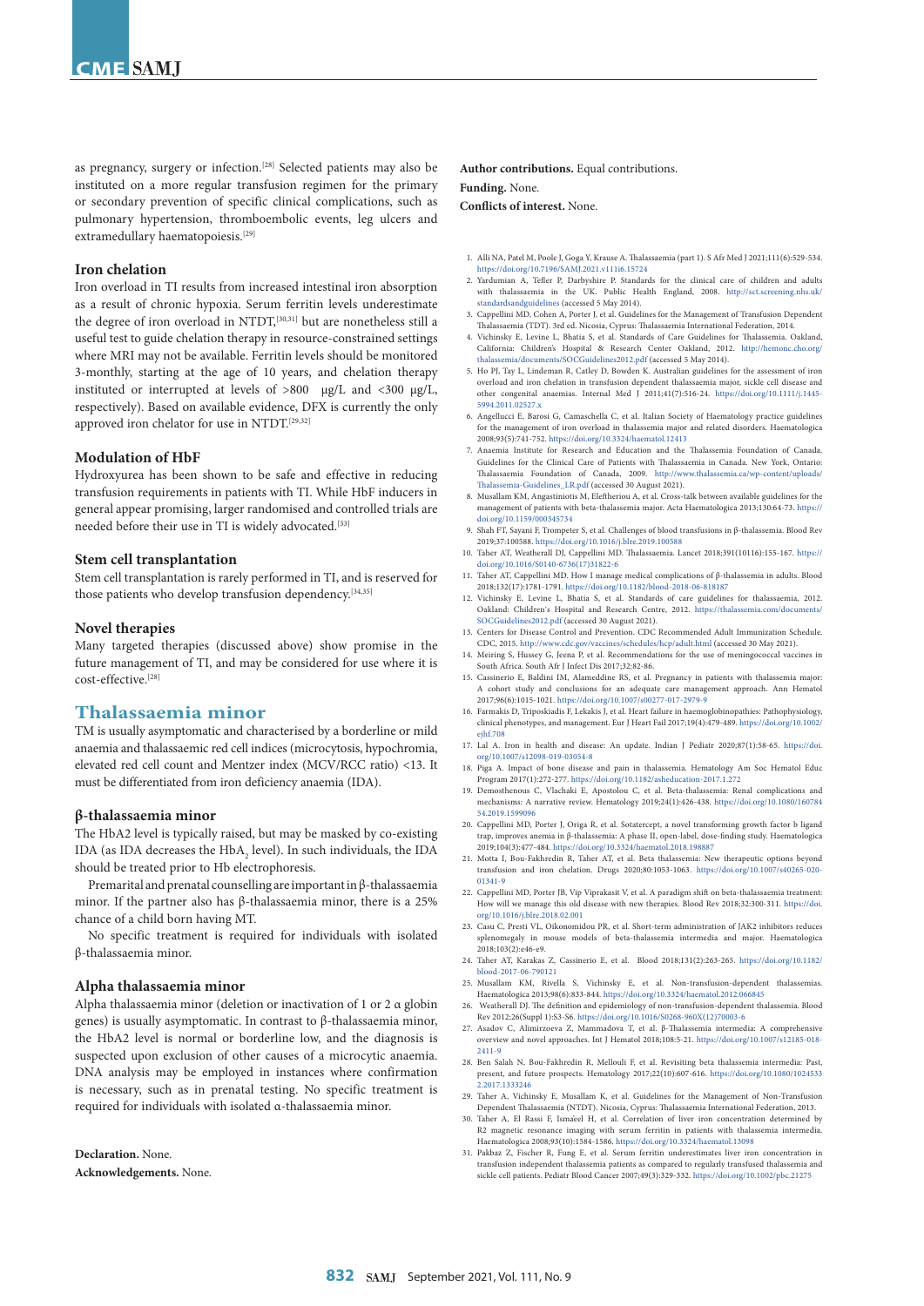as pregnancy, surgery or infection.[28] Selected patients may also be instituted on a more regular transfusion regimen for the primary or secondary prevention of specific clinical complications, such as pulmonary hypertension, thromboembolic events, leg ulcers and extramedullary haematopoiesis.[29]

### Iron chelation

Iron overload in TI results from increased intestinal iron absorption as a result of chronic hypoxia. Serum ferritin levels underestimate the degree of iron overload in NTDT,[30,31] but are nonetheless still a useful test to guide chelation therapy in resource-constrained settings where MRI may not be available. Ferritin levels should be monitored 3-monthly, starting at the age of 10 years, and chelation therapy instituted or interrupted at levels of >800 µg/L and <300 µg/L, respectively). Based on available evidence, DFX is currently the only approved iron chelator for use in NTDT.[29,32]

### Modulation of HbF

Hydroxyurea has been shown to be safe and effective in reducing transfusion requirements in patients with TI. While HbF inducers in general appear promising, larger randomised and controlled trials are needed before their use in TI is widely advocated.[33]

### Stem cell transplantation

Stem cell transplantation is rarely performed in TI, and is reserved for those patients who develop transfusion dependency.[34,35]

### Novel therapies

Many targeted therapies (discussed above) show promise in the future management of TI, and may be considered for use where it is cost-effective.[28]

## Thalassaemia minor

TM is usually asymptomatic and characterised by a borderline or mild anaemia and thalassaemic red cell indices (microcytosis, hypochromia, elevated red cell count and Mentzer index (MCV/RCC ratio) <13. It must be differentiated from iron deficiency anaemia (IDA).

### β-thalassaemia minor

The HbA2 level is typically raised, but may be masked by co-existing IDA (as IDA decreases the $HbA_2$ level). In such individuals, the IDA should be treated prior to Hb electrophoresis.

Premarital and prenatal counselling are important in β-thalassaemia minor. If the partner also has β-thalassaemia minor, there is a 25% chance of a child born having MT.

No specific treatment is required for individuals with isolated β-thalassaemia minor.

### Alpha thalassaemia minor

Alpha thalassaemia minor (deletion or inactivation of 1 or 2 α globin genes) is usually asymptomatic. In contrast to β-thalassaemia minor, the HbA2 level is normal or borderline low, and the diagnosis is suspected upon exclusion of other causes of a microcytic anaemia. DNA analysis may be employed in instances where confirmation is necessary, such as in prenatal testing. No specific treatment is required for individuals with isolated α-thalassaemia minor.

**Declaration.** None.

**Acknowledgements.** None.

**Author contributions.** Equal contributions.

**Funding.** None.

**Conflicts of interest.** None.

1. Alli NA, Patel M, Poole J, Goga Y, Krause A. Thalassaemia (part 1). S Afr Med J 2021;111(6):529-534. https://doi.org/10.7196/SAMJ.2021.v111i6.15724
2. Yardumian A, Telfer P, Darbyshire P. Standards for the clinical care of children and adults with thalassaemia in the UK. Public Health England, 2008. http://sct.screening.nhs.uk/standardsandguidelines (accessed 5 May 2014).
3. Cappellini MD, Cohen A, Porter J, et al. Guidelines for the Management of Transfusion Dependent Thalassaemia (TDT). 3rd ed. Nicosia, Cyprus: Thalassaemia International Federation, 2014.
4. Vichinsky E, Levine L, Bhatia S, et al. Standards of Care Guidelines for Thalassemia. Oakland, California: Children's Hospital & Research Center Oakland, 2012. http://hemonc.cho.org/thalassemia/documents/SOCGuidelines2012.pdf (accessed 5 May 2014).
5. Ho PJ, Tay L, Lindeman R, Catley D, Bowden K. Australian guidelines for the assessment of iron overload and iron chelation in transfusion dependent thalassaemia major, sickle cell disease and other congenital anaemias. Intern Med J 2011;41(7):516-24. https://doi.org/10.1111/j.1445-5994.2011.02527.x
6. Angelucci E, Barosi G, Camaschella C, et al. Italian Society of Hematology practice guidelines for the management of iron overload in thalassemia major and related disorders. Haematologica 2008;93(5):741-752. https://doi.org/10.3324/haematol.12413
7. Anaemia Institute for Research and Education and the Thalassemia Foundation of Canada. Guidelines for the Clinical Care of Patients with Thalassemia in Canada. New York, Ontario: Thalassemia Foundation of Canada, 2009. http://www.thalassemia.ca/wp-content/uploads/Thalassemia-Guidelines_LR.pdf (accessed 30 August 2021).
8. Musallam KM, Angastiniotis M, Eleftheriou A, et al. Cross-talk between available guidelines for the management of patients with beta-thalassemia major. Acta Haematologica 2013;130:64-73. https://doi.org/10.1159/000345734
9. Shah FT, Sayani F, Trompeter S, et al. Challenges of blood transfusions in β-thalassemia. Blood Rev 2019;37:100588. https://doi.org/10.1016/j.blre.2019.100588
10. Taher AT, Weatherall DJ, Cappellini MD. Thalassaemia. Lancet 2018;391(10116):155-167. https://doi.org/10.1016/S0140-6736(17)31822-6
11. Taher AT, Cappellini MD. How I manage medical complications of β-thalassemia in adults. Blood 2018;132(17):1781-1791. https://doi.org/10.1182/blood-2018-06-818187
12. Vichinsky E, Levine L, Bhatia S, et al. Standards of care guidelines for thalassemia, 2012. Oakland: Children's Hospital and Research Centre, 2012. https://thalassemia.com/documents/SOCGuidelines2012.pdf (accessed 30 August 2021).
13. Centers for Disease Control and Prevention. CDC Recommended Adult Immunization Schedule. CDC, 2015. http://www.cdc.gov/vaccines/schedules/hcp/adult.html (accessed 30 May 2021).
14. Meiring S, Hussey G, Jeena P, et al. Recommendations for the use of meningococcal vaccines in South Africa. South Afr J Infect Dis 2017;32:82-86.
15. Cassinerio E, Baldini IM, Alameddine RS, et al. Pregnancy in patients with thalassemia major: A cohort study and conclusions for an adequate care management approach. Ann Hematol 2017;96(6):1015-1021. https://doi.org/10.1007/s00277-017-2979-9
16. Farmakis D, Triposkiadis F, Lekakis J, et al. Heart failure in haemoglobinopathies: Pathophysiology, clinical phenotypes, and management. Eur J Heart Fail 2017;19(4):479-489. https://doi.org/10.1002/ejhf.708
17. Lal A. Iron in health and disease: An update. Indian J Pediatr 2020;87(1):58-65. https://doi.org/10.1007/s12098-019-03054-8
18. Piga A. Impact of bone disease and pain in thalassemia. Hematology Am Soc Hematol Educ Program 2017(1):272-277. https://doi.org/10.1182/asheducation-2017.1.272
19. Demosthenous C, Vlachaki E, Apostolou C, et al. Beta-thalassemia: Renal complications and mechanisms: A narrative review. Hematology 2019;24(1):426-438. https://doi.org/10.1080/16078454.2019.1599096
20. Cappellini MD, Porter J, Origa R, et al. Sotatercept, a novel transforming growth factor b ligand trap, improves anemia in β-thalassemia: A phase II, open-label, dose-finding study. Haematologica 2019;104(3):477-484. https://doi.org/10.3324/haematol.2018.198887
21. Motta I, Bou-Fakhredin R, Taher AT, et al. Beta thalassemia: New therapeutic options beyond transfusion and iron chelation. Drugs 2020;80:1053-1063. https://doi.org/10.1007/s40265-020-01341-9
22. Cappellini MD, Porter JB, Viprakasit V, et al. A paradigm shift on beta-thalassaemia treatment: How will we manage this old disease with new therapies. Blood Rev 2018;32:300-311. https://doi.org/10.1016/j.blre.2018.02.001
23. Casu C, Presti VL, Oikonomidou PR, et al. Short-term administration of JAK2 inhibitors reduces splenomegaly in mouse models of beta-thalassemia intermedia and major. Haematologica 2018;103(2):e46-e9.
24. Taher AT, Karakas Z, Cassinerio E, et al. Blood 2018;131(2):263-265. https://doi.org/10.1182/blood-2017-06-790121
25. Musallam KM, Rivella S, Vichinsky E, et al. Non-transfusion-dependent thalassemias. Haematologica 2013;98(6):833-844. https://doi.org/10.3324/haematol.2012.066845
26. Weatherall DJ. The definition and epidemiology of non-transfusion-dependent thalassemia. Blood Rev 2012;26(Suppl 1):S3-S6. https://doi.org/10.1016/S0268-960X(12)70003-6
27. Asadov C, Alimirzoeva Z, Mammadova T, et al. β-Thalassemia intermedia: A comprehensive overview and novel approaches. Int J Hematol 2018;108:5-21. https://doi.org/10.1007/s12185-018-2411-9
28. Ben Salah N, Bou-Fakhredin R, Mellouli F, et al. Revisiting beta thalassemia intermedia: Past, present, and future prospects. Hematology 2017;22(10):607-616. https://doi.org/10.1080/10245332.2017.1333246
29. Taher A, Vichinsky E, Musallam K, et al. Guidelines for the Management of Non-Transfusion Dependent Thalassaemia (NTDT). Nicosia, Cyprus: Thalassaemia International Federation, 2013.
30. Taher A, El Rassi F, Isma'eel H, et al. Correlation of liver iron concentration determined by R2 magnetic resonance imaging with serum ferritin in patients with thalassemia intermedia. Haematologica 2008;93(10):1584-1586. https://doi.org/10.3324/haematol.13098
31. Pakbaz Z, Fischer R, Fung E, et al. Serum ferritin underestimates liver iron concentration in transfusion independent thalassemia patients as compared to regularly transfused thalassemia and sickle cell patients. Pediatr Blood Cancer 2007;49(3):329-332. https://doi.org/10.1002/pbc.21275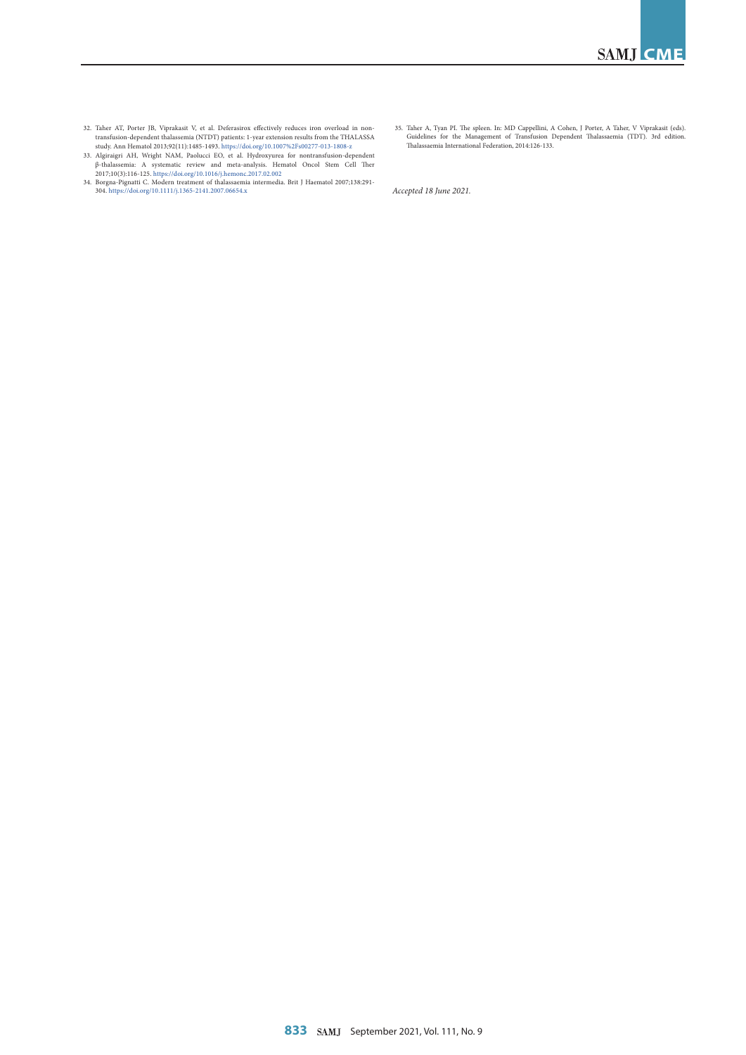32. Taher AT, Porter JB, Viprakasit V, et al. Deferasirox effectively reduces iron overload in non-transfusion-dependent thalassemia (NTDT) patients: 1-year extension results from the THALASSA study. Ann Hematol 2013;92(11):1485-1493. https://doi.org/10.1007%2Fs00277-013-1808-z
33. Algiraigri AH, Wright NAM, Paolucci EO, et al. Hydroxyurea for nontransfusion-dependent β-thalassemia: A systematic review and meta-analysis. Hematol Oncol Stem Cell Ther 2017;10(3):116-125. https://doi.org/10.1016/j.hemonc.2017.02.002
34. Borgna-Pignatti C. Modern treatment of thalassaemia intermedia. Brit J Haematol 2007;138:291-304. https://doi.org/10.1111/j.1365-2141.2007.06654.x
35. Taher A, Tyan PI. The spleen. In: MD Cappellini, A Cohen, J Porter, A Taher, V Viprakasit (eds). Guidelines for the Management of Transfusion Dependent Thalassaemia (TDT). 3rd edition. Thalassaemia International Federation, 2014:126-133.

*Accepted 18 June 2021.*